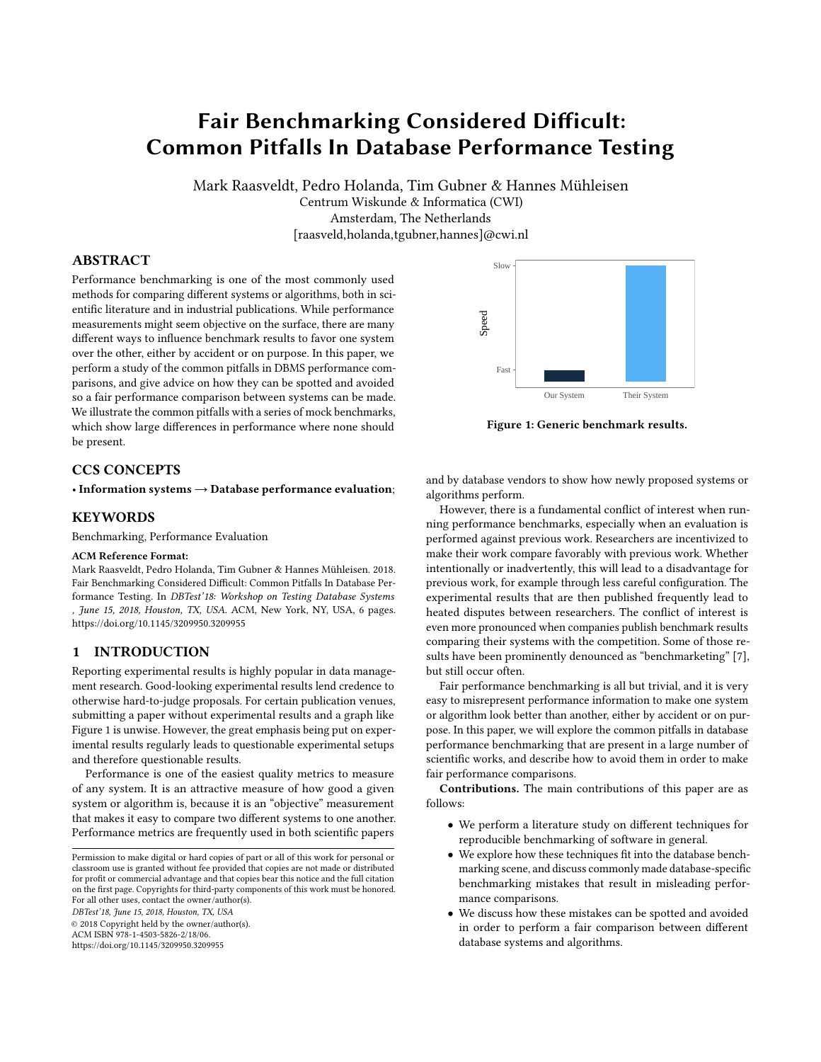# Fair Benchmarking Considered Difficult: Common Pitfalls In Database Performance Testing

Mark Raasveldt, Pedro Holanda, Tim Gubner & Hannes Mühleisen
Centrum Wiskunde & Informatica (CWI)
Amsterdam, The Netherlands
[raasveld,holanda,tgubner,hannes]@cwi.nl

## ABSTRACT

Performance benchmarking is one of the most commonly used methods for comparing different systems or algorithms, both in scientific literature and in industrial publications. While performance measurements might seem objective on the surface, there are many different ways to influence benchmark results to favor one system over the other, either by accident or on purpose. In this paper, we perform a study of the common pitfalls in DBMS performance comparisons, and give advice on how they can be spotted and avoided so a fair performance comparison between systems can be made. We illustrate the common pitfalls with a series of mock benchmarks, which show large differences in performance where none should be present.

## CCS CONCEPTS

• **Information systems → Database performance evaluation**;

## KEYWORDS

Benchmarking, Performance Evaluation

**ACM Reference Format:**
Mark Raasveldt, Pedro Holanda, Tim Gubner & Hannes Mühleisen. 2018. Fair Benchmarking Considered Difficult: Common Pitfalls In Database Performance Testing. In *DBTest'18: Workshop on Testing Database Systems , June 15, 2018, Houston, TX, USA.* ACM, New York, NY, USA, 6 pages. https://doi.org/10.1145/3209950.3209955

## 1 INTRODUCTION

Reporting experimental results is highly popular in data management research. Good-looking experimental results lend credence to otherwise hard-to-judge proposals. For certain publication venues, submitting a paper without experimental results and a graph like Figure 1 is unwise. However, the great emphasis being put on experimental results regularly leads to questionable experimental setups and therefore questionable results.

Performance is one of the easiest quality metrics to measure of any system. It is an attractive measure of how good a given system or algorithm is, because it is an "objective" measurement that makes it easy to compare two different systems to one another. Performance metrics are frequently used in both scientific papers and by database vendors to show how newly proposed systems or algorithms perform.

Slow / Fast — Speed — Our System / Their System

**Figure 1: Generic benchmark results.**

However, there is a fundamental conflict of interest when running performance benchmarks, especially when an evaluation is performed against previous work. Researchers are incentivized to make their work compare favorably with previous work. Whether intentionally or inadvertently, this will lead to a disadvantage for previous work, for example through less careful configuration. The experimental results that are then published frequently lead to heated disputes between researchers. The conflict of interest is even more pronounced when companies publish benchmark results comparing their systems with the competition. Some of those results have been prominently denounced as "benchmarketing" [7], but still occur often.

Fair performance benchmarking is all but trivial, and it is very easy to misrepresent performance information to make one system or algorithm look better than another, either by accident or on purpose. In this paper, we will explore the common pitfalls in database performance benchmarking that are present in a large number of scientific works, and describe how to avoid them in order to make fair performance comparisons.

**Contributions.** The main contributions of this paper are as follows:

- We perform a literature study on different techniques for reproducible benchmarking of software in general.
- We explore how these techniques fit into the database benchmarking scene, and discuss commonly made database-specific benchmarking mistakes that result in misleading performance comparisons.
- We discuss how these mistakes can be spotted and avoided in order to perform a fair comparison between different database systems and algorithms.

Permission to make digital or hard copies of part or all of this work for personal or classroom use is granted without fee provided that copies are not made or distributed for profit or commercial advantage and that copies bear this notice and the full citation on the first page. Copyrights for third-party components of this work must be honored. For all other uses, contact the owner/author(s).
*DBTest'18, June 15, 2018, Houston, TX, USA*
© 2018 Copyright held by the owner/author(s).
ACM ISBN 978-1-4503-5826-2/18/06.
https://doi.org/10.1145/3209950.3209955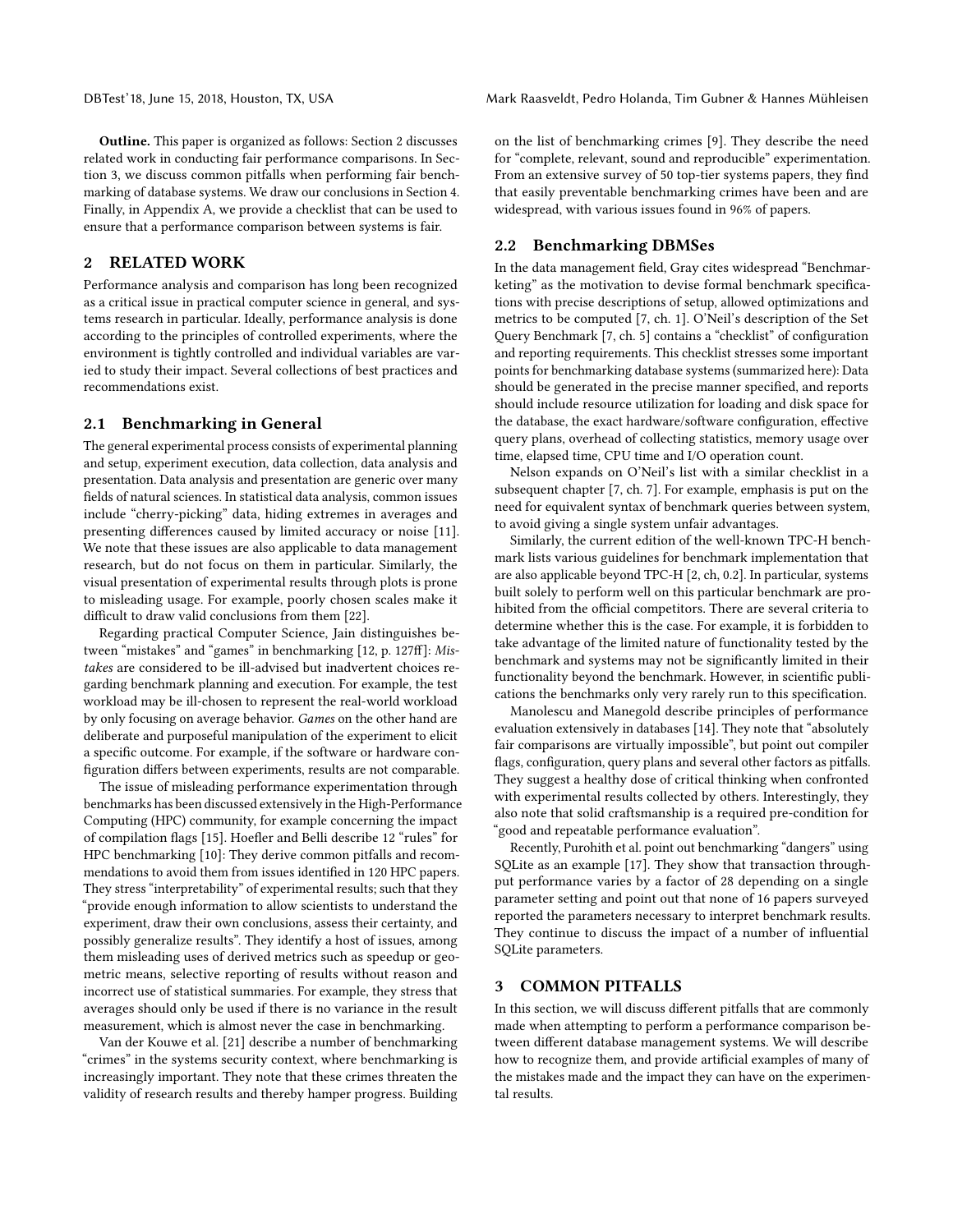**Outline.** This paper is organized as follows: Section 2 discusses related work in conducting fair performance comparisons. In Section 3, we discuss common pitfalls when performing fair benchmarking of database systems. We draw our conclusions in Section 4. Finally, in Appendix A, we provide a checklist that can be used to ensure that a performance comparison between systems is fair.

## 2 RELATED WORK

Performance analysis and comparison has long been recognized as a critical issue in practical computer science in general, and systems research in particular. Ideally, performance analysis is done according to the principles of controlled experiments, where the environment is tightly controlled and individual variables are varied to study their impact. Several collections of best practices and recommendations exist.

### 2.1 Benchmarking in General

The general experimental process consists of experimental planning and setup, experiment execution, data collection, data analysis and presentation. Data analysis and presentation are generic over many fields of natural sciences. In statistical data analysis, common issues include "cherry-picking" data, hiding extremes in averages and presenting differences caused by limited accuracy or noise [11]. We note that these issues are also applicable to data management research, but do not focus on them in particular. Similarly, the visual presentation of experimental results through plots is prone to misleading usage. For example, poorly chosen scales make it difficult to draw valid conclusions from them [22].

Regarding practical Computer Science, Jain distinguishes between "mistakes" and "games" in benchmarking [12, p. 127ff]: *Mistakes* are considered to be ill-advised but inadvertent choices regarding benchmark planning and execution. For example, the test workload may be ill-chosen to represent the real-world workload by only focusing on average behavior. *Games* on the other hand are deliberate and purposeful manipulation of the experiment to elicit a specific outcome. For example, if the software or hardware configuration differs between experiments, results are not comparable.

The issue of misleading performance experimentation through benchmarks has been discussed extensively in the High-Performance Computing (HPC) community, for example concerning the impact of compilation flags [15]. Hoefler and Belli describe 12 "rules" for HPC benchmarking [10]: They derive common pitfalls and recommendations to avoid them from issues identified in 120 HPC papers. They stress "interpretability" of experimental results; such that they "provide enough information to allow scientists to understand the experiment, draw their own conclusions, assess their certainty, and possibly generalize results". They identify a host of issues, among them misleading uses of derived metrics such as speedup or geometric means, selective reporting of results without reason and incorrect use of statistical summaries. For example, they stress that averages should only be used if there is no variance in the result measurement, which is almost never the case in benchmarking.

Van der Kouwe et al. [21] describe a number of benchmarking "crimes" in the systems security context, where benchmarking is increasingly important. They note that these crimes threaten the validity of research results and thereby hamper progress. Building on the list of benchmarking crimes [9]. They describe the need for "complete, relevant, sound and reproducible" experimentation. From an extensive survey of 50 top-tier systems papers, they find that easily preventable benchmarking crimes have been and are widespread, with various issues found in 96% of papers.

### 2.2 Benchmarking DBMSes

In the data management field, Gray cites widespread "Benchmarketing" as the motivation to devise formal benchmark specifications with precise descriptions of setup, allowed optimizations and metrics to be computed [7, ch. 1]. O'Neil's description of the Set Query Benchmark [7, ch. 5] contains a "checklist" of configuration and reporting requirements. This checklist stresses some important points for benchmarking database systems (summarized here): Data should be generated in the precise manner specified, and reports should include resource utilization for loading and disk space for the database, the exact hardware/software configuration, effective query plans, overhead of collecting statistics, memory usage over time, elapsed time, CPU time and I/O operation count.

Nelson expands on O'Neil's list with a similar checklist in a subsequent chapter [7, ch. 7]. For example, emphasis is put on the need for equivalent syntax of benchmark queries between system, to avoid giving a single system unfair advantages.

Similarly, the current edition of the well-known TPC-H benchmark lists various guidelines for benchmark implementation that are also applicable beyond TPC-H [2, ch, 0.2]. In particular, systems built solely to perform well on this particular benchmark are prohibited from the official competitors. There are several criteria to determine whether this is the case. For example, it is forbidden to take advantage of the limited nature of functionality tested by the benchmark and systems may not be significantly limited in their functionality beyond the benchmark. However, in scientific publications the benchmarks only very rarely run to this specification.

Manolescu and Manegold describe principles of performance evaluation extensively in databases [14]. They note that "absolutely fair comparisons are virtually impossible", but point out compiler flags, configuration, query plans and several other factors as pitfalls. They suggest a healthy dose of critical thinking when confronted with experimental results collected by others. Interestingly, they also note that solid craftsmanship is a required pre-condition for "good and repeatable performance evaluation".

Recently, Purohith et al. point out benchmarking "dangers" using SQLite as an example [17]. They show that transaction throughput performance varies by a factor of 28 depending on a single parameter setting and point out that none of 16 papers surveyed reported the parameters necessary to interpret benchmark results. They continue to discuss the impact of a number of influential SQLite parameters.

## 3 COMMON PITFALLS

In this section, we will discuss different pitfalls that are commonly made when attempting to perform a performance comparison between different database management systems. We will describe how to recognize them, and provide artificial examples of many of the mistakes made and the impact they can have on the experimental results.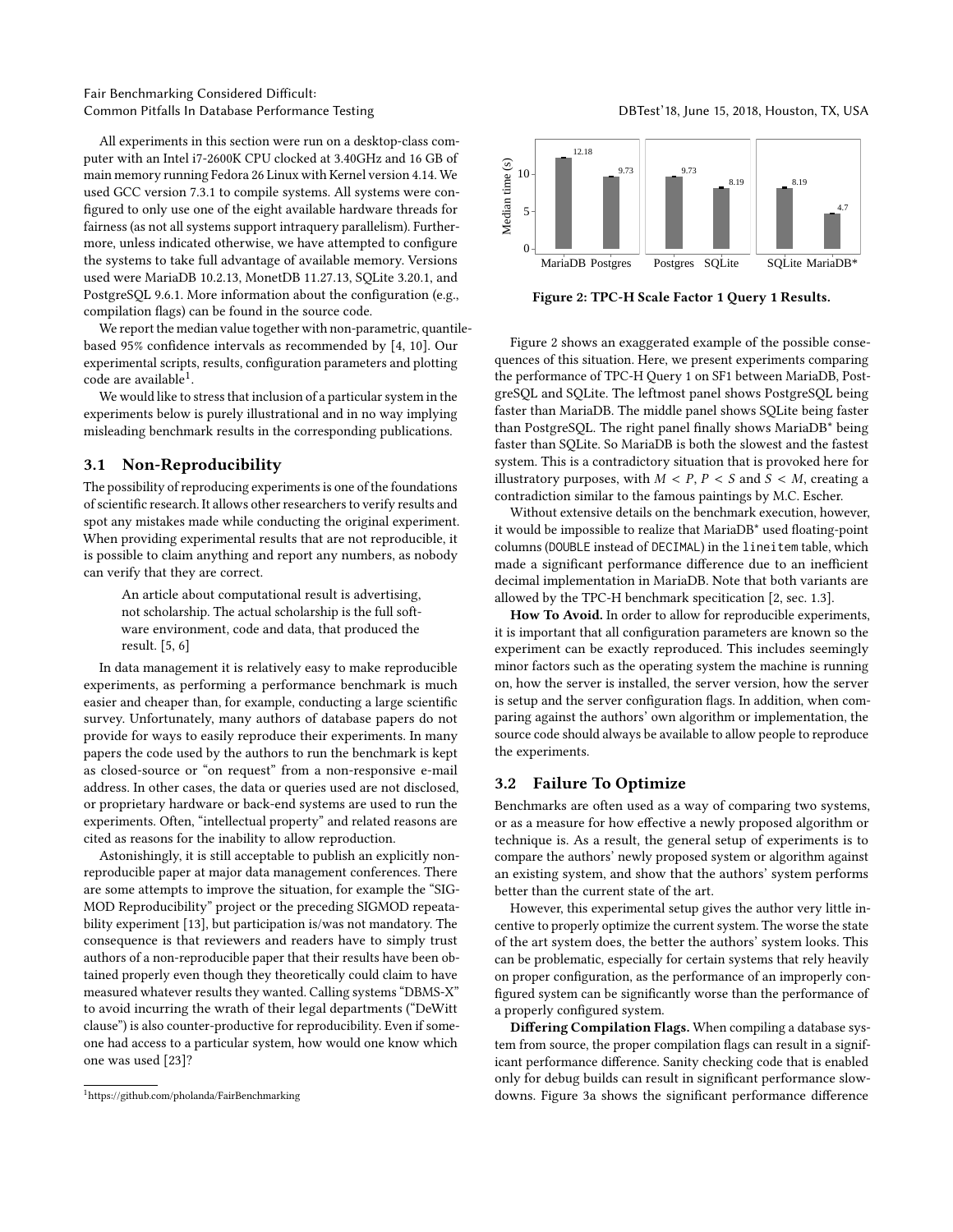All experiments in this section were run on a desktop-class computer with an Intel i7-2600K CPU clocked at 3.40GHz and 16 GB of main memory running Fedora 26 Linux with Kernel version 4.14. We used GCC version 7.3.1 to compile systems. All systems were configured to only use one of the eight available hardware threads for fairness (as not all systems support intraquery parallelism). Furthermore, unless indicated otherwise, we have attempted to configure the systems to take full advantage of available memory. Versions used were MariaDB 10.2.13, MonetDB 11.27.13, SQLite 3.20.1, and PostgreSQL 9.6.1. More information about the configuration (e.g., compilation flags) can be found in the source code.

We report the median value together with non-parametric, quantile-based 95% confidence intervals as recommended by [4, 10]. Our experimental scripts, results, configuration parameters and plotting code are available[1].

We would like to stress that inclusion of a particular system in the experiments below is purely illustrational and in no way implying misleading benchmark results in the corresponding publications.

### 3.1 Non-Reproducibility

The possibility of reproducing experiments is one of the foundations of scientific research. It allows other researchers to verify results and spot any mistakes made while conducting the original experiment. When providing experimental results that are not reproducible, it is possible to claim anything and report any numbers, as nobody can verify that they are correct.

> An article about computational result is advertising, not scholarship. The actual scholarship is the full software environment, code and data, that produced the result. [5, 6]

In data management it is relatively easy to make reproducible experiments, as performing a performance benchmark is much easier and cheaper than, for example, conducting a large scientific survey. Unfortunately, many authors of database papers do not provide for ways to easily reproduce their experiments. In many papers the code used by the authors to run the benchmark is kept as closed-source or "on request" from a non-responsive e-mail address. In other cases, the data or queries used are not disclosed, or proprietary hardware or back-end systems are used to run the experiments. Often, "intellectual property" and related reasons are cited as reasons for the inability to allow reproduction.

Astonishingly, it is still acceptable to publish an explicitly non-reproducible paper at major data management conferences. There are some attempts to improve the situation, for example the "SIGMOD Reproducibility" project or the preceding SIGMOD repeatability experiment [13], but participation is/was not mandatory. The consequence is that reviewers and readers have to simply trust authors of a non-reproducible paper that their results have been obtained properly even though they theoretically could claim to have measured whatever results they wanted. Calling systems "DBMS-X" to avoid incurring the wrath of their legal departments ("DeWitt clause") is also counter-productive for reproducibility. Even if someone had access to a particular system, how would one know which one was used [23]?

[1] https://github.com/pholanda/FairBenchmarking

| | Median time (s) |
|---|---|
| MariaDB | 12.18 |
| Postgres | 9.73 |

| | Median time (s) |
|---|---|
| Postgres | 9.73 |
| SQLite | 8.19 |

| | Median time (s) |
|---|---|
| SQLite | 8.19 |
| MariaDB* | 4.7 |

**Figure 2: TPC-H Scale Factor 1 Query 1 Results.**

Figure 2 shows an exaggerated example of the possible consequences of this situation. Here, we present experiments comparing the performance of TPC-H Query 1 on SF1 between MariaDB, PostgreSQL and SQLite. The leftmost panel shows PostgreSQL being faster than MariaDB. The middle panel shows SQLite being faster than PostgreSQL. The right panel finally shows MariaDB* being faster than SQLite. So MariaDB is both the slowest and the fastest system. This is a contradictory situation that is provoked here for illustratory purposes, with $M < P$, $P < S$ and $S < M$, creating a contradiction similar to the famous paintings by M.C. Escher.

Without extensive details on the benchmark execution, however, it would be impossible to realize that MariaDB* used floating-point columns (`DOUBLE` instead of `DECIMAL`) in the `lineitem` table, which made a significant performance difference due to an inefficient decimal implementation in MariaDB. Note that both variants are allowed by the TPC-H benchmark specitication [2, sec. 1.3].

**How To Avoid.** In order to allow for reproducible experiments, it is important that all configuration parameters are known so the experiment can be exactly reproduced. This includes seemingly minor factors such as the operating system the machine is running on, how the server is installed, the server version, how the server is setup and the server configuration flags. In addition, when comparing against the authors' own algorithm or implementation, the source code should always be available to allow people to reproduce the experiments.

### 3.2 Failure To Optimize

Benchmarks are often used as a way of comparing two systems, or as a measure for how effective a newly proposed algorithm or technique is. As a result, the general setup of experiments is to compare the authors' newly proposed system or algorithm against an existing system, and show that the authors' system performs better than the current state of the art.

However, this experimental setup gives the author very little incentive to properly optimize the current system. The worse the state of the art system does, the better the authors' system looks. This can be problematic, especially for certain systems that rely heavily on proper configuration, as the performance of an improperly configured system can be significantly worse than the performance of a properly configured system.

**Differing Compilation Flags.** When compiling a database system from source, the proper compilation flags can result in a significant performance difference. Sanity checking code that is enabled only for debug builds can result in significant performance slowdowns. Figure 3a shows the significant performance difference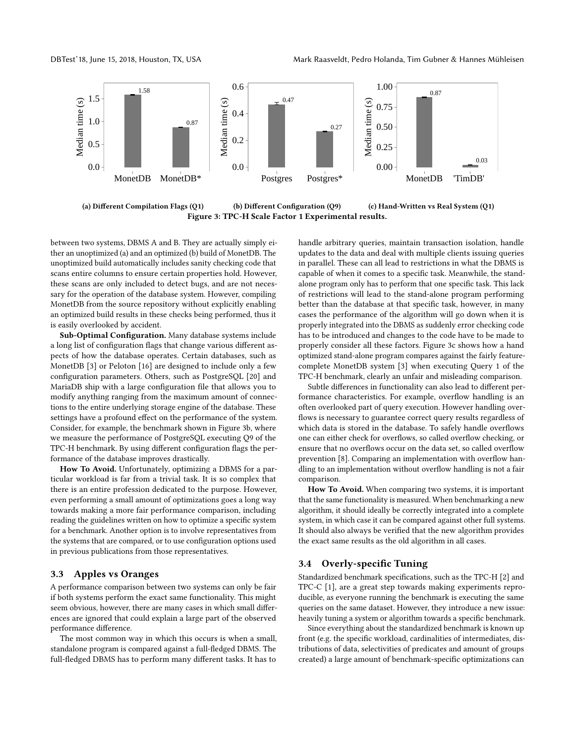(a) Different Compilation Flags (Q1)

(b) Different Configuration (Q9)

(c) Hand-Written vs Real System (Q1)

**Figure 3: TPC-H Scale Factor 1 Experimental results.**

between two systems, DBMS A and B. They are actually simply either an unoptimized (a) and an optimized (b) build of MonetDB. The unoptimized build automatically includes sanity checking code that scans entire columns to ensure certain properties hold. However, these scans are only included to detect bugs, and are not necessary for the operation of the database system. However, compiling MonetDB from the source repository without explicitly enabling an optimized build results in these checks being performed, thus it is easily overlooked by accident.

**Sub-Optimal Configuration.** Many database systems include a long list of configuration flags that change various different aspects of how the database operates. Certain databases, such as MonetDB [3] or Peloton [16] are designed to include only a few configuration parameters. Others, such as PostgreSQL [20] and MariaDB ship with a large configuration file that allows you to modify anything ranging from the maximum amount of connections to the entire underlying storage engine of the database. These settings have a profound effect on the performance of the system. Consider, for example, the benchmark shown in Figure 3b, where we measure the performance of PostgreSQL executing Q9 of the TPC-H benchmark. By using different configuration flags the performance of the database improves drastically.

**How To Avoid.** Unfortunately, optimizing a DBMS for a particular workload is far from a trivial task. It is so complex that there is an entire profession dedicated to the purpose. However, even performing a small amount of optimizations goes a long way towards making a more fair performance comparison, including reading the guidelines written on how to optimize a specific system for a benchmark. Another option is to involve representatives from the systems that are compared, or to use configuration options used in previous publications from those representatives.

## 3.3 Apples vs Oranges

A performance comparison between two systems can only be fair if both systems perform the exact same functionality. This might seem obvious, however, there are many cases in which small differences are ignored that could explain a large part of the observed performance difference.

The most common way in which this occurs is when a small, standalone program is compared against a full-fledged DBMS. The full-fledged DBMS has to perform many different tasks. It has to handle arbitrary queries, maintain transaction isolation, handle updates to the data and deal with multiple clients issuing queries in parallel. These can all lead to restrictions in what the DBMS is capable of when it comes to a specific task. Meanwhile, the standalone program only has to perform that one specific task. This lack of restrictions will lead to the stand-alone program performing better than the database at that specific task, however, in many cases the performance of the algorithm will go down when it is properly integrated into the DBMS as suddenly error checking code has to be introduced and changes to the code have to be made to properly consider all these factors. Figure 3c shows how a hand optimized stand-alone program compares against the fairly feature-complete MonetDB system [3] when executing Query 1 of the TPC-H benchmark, clearly an unfair and misleading comparison.

Subtle differences in functionality can also lead to different performance characteristics. For example, overflow handling is an often overlooked part of query execution. However handling overflows is necessary to guarantee correct query results regardless of which data is stored in the database. To safely handle overflows one can either check for overflows, so called overflow checking, or ensure that no overflows occur on the data set, so called overflow prevention [8]. Comparing an implementation with overflow handling to an implementation without overflow handling is not a fair comparison.

**How To Avoid.** When comparing two systems, it is important that the same functionality is measured. When benchmarking a new algorithm, it should ideally be correctly integrated into a complete system, in which case it can be compared against other full systems. It should also always be verified that the new algorithm provides the exact same results as the old algorithm in all cases.

## 3.4 Overly-specific Tuning

Standardized benchmark specifications, such as the TPC-H [2] and TPC-C [1], are a great step towards making experiments reproducible, as everyone running the benchmark is executing the same queries on the same dataset. However, they introduce a new issue: heavily tuning a system or algorithm towards a specific benchmark.

Since everything about the standardized benchmark is known up front (e.g. the specific workload, cardinalities of intermediates, distributions of data, selectivities of predicates and amount of groups created) a large amount of benchmark-specific optimizations can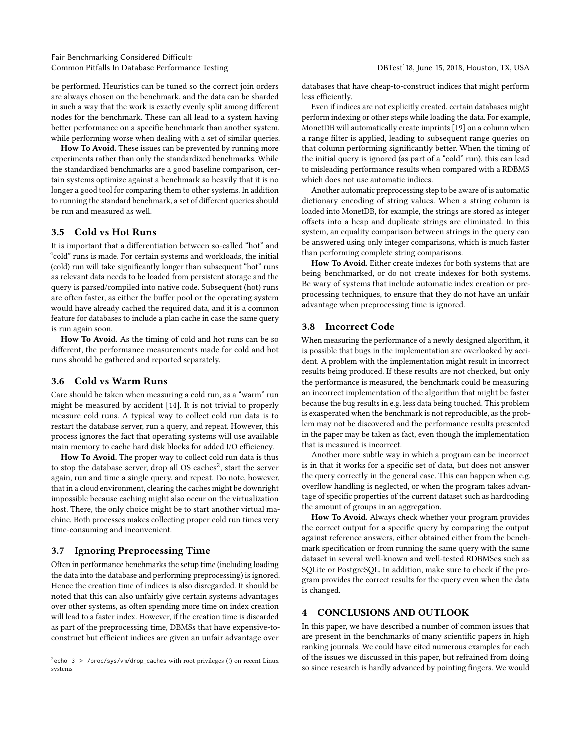be performed. Heuristics can be tuned so the correct join orders are always chosen on the benchmark, and the data can be sharded in such a way that the work is exactly evenly split among different nodes for the benchmark. These can all lead to a system having better performance on a specific benchmark than another system, while performing worse when dealing with a set of similar queries.

**How To Avoid.** These issues can be prevented by running more experiments rather than only the standardized benchmarks. While the standardized benchmarks are a good baseline comparison, certain systems optimize against a benchmark so heavily that it is no longer a good tool for comparing them to other systems. In addition to running the standard benchmark, a set of different queries should be run and measured as well.

### 3.5 Cold vs Hot Runs

It is important that a differentiation between so-called "hot" and "cold" runs is made. For certain systems and workloads, the initial (cold) run will take significantly longer than subsequent "hot" runs as relevant data needs to be loaded from persistent storage and the query is parsed/compiled into native code. Subsequent (hot) runs are often faster, as either the buffer pool or the operating system would have already cached the required data, and it is a common feature for databases to include a plan cache in case the same query is run again soon.

**How To Avoid.** As the timing of cold and hot runs can be so different, the performance measurements made for cold and hot runs should be gathered and reported separately.

### 3.6 Cold vs Warm Runs

Care should be taken when measuring a cold run, as a "warm" run might be measured by accident [14]. It is not trivial to properly measure cold runs. A typical way to collect cold run data is to restart the database server, run a query, and repeat. However, this process ignores the fact that operating systems will use available main memory to cache hard disk blocks for added I/O efficiency.

**How To Avoid.** The proper way to collect cold run data is thus to stop the database server, drop all OS caches[2], start the server again, run and time a single query, and repeat. Do note, however, that in a cloud environment, clearing the caches might be downright impossible because caching might also occur on the virtualization host. There, the only choice might be to start another virtual machine. Both processes makes collecting proper cold run times very time-consuming and inconvenient.

### 3.7 Ignoring Preprocessing Time

Often in performance benchmarks the setup time (including loading the data into the database and performing preprocessing) is ignored. Hence the creation time of indices is also disregarded. It should be noted that this can also unfairly give certain systems advantages over other systems, as often spending more time on index creation will lead to a faster index. However, if the creation time is discarded as part of the preprocessing time, DBMSs that have expensive-to-construct but efficient indices are given an unfair advantage over databases that have cheap-to-construct indices that might perform less efficiently.

Even if indices are not explicitly created, certain databases might perform indexing or other steps while loading the data. For example, MonetDB will automatically create imprints [19] on a column when a range filter is applied, leading to subsequent range queries on that column performing significantly better. When the timing of the initial query is ignored (as part of a "cold" run), this can lead to misleading performance results when compared with a RDBMS which does not use automatic indices.

Another automatic preprocessing step to be aware of is automatic dictionary encoding of string values. When a string column is loaded into MonetDB, for example, the strings are stored as integer offsets into a heap and duplicate strings are eliminated. In this system, an equality comparison between strings in the query can be answered using only integer comparisons, which is much faster than performing complete string comparisons.

**How To Avoid.** Either create indexes for both systems that are being benchmarked, or do not create indexes for both systems. Be wary of systems that include automatic index creation or preprocessing techniques, to ensure that they do not have an unfair advantage when preprocessing time is ignored.

### 3.8 Incorrect Code

When measuring the performance of a newly designed algorithm, it is possible that bugs in the implementation are overlooked by accident. A problem with the implementation might result in incorrect results being produced. If these results are not checked, but only the performance is measured, the benchmark could be measuring an incorrect implementation of the algorithm that might be faster because the bug results in e.g. less data being touched. This problem is exasperated when the benchmark is not reproducible, as the problem may not be discovered and the performance results presented in the paper may be taken as fact, even though the implementation that is measured is incorrect.

Another more subtle way in which a program can be incorrect is in that it works for a specific set of data, but does not answer the query correctly in the general case. This can happen when e.g. overflow handling is neglected, or when the program takes advantage of specific properties of the current dataset such as hardcoding the amount of groups in an aggregation.

**How To Avoid.** Always check whether your program provides the correct output for a specific query by comparing the output against reference answers, either obtained either from the benchmark specification or from running the same query with the same dataset in several well-known and well-tested RDBMSes such as SQLite or PostgreSQL. In addition, make sure to check if the program provides the correct results for the query even when the data is changed.

## 4 CONCLUSIONS AND OUTLOOK

In this paper, we have described a number of common issues that are present in the benchmarks of many scientific papers in high ranking journals. We could have cited numerous examples for each of the issues we discussed in this paper, but refrained from doing so since research is hardly advanced by pointing fingers. We would

[2] `echo 3 > /proc/sys/vm/drop_caches` with root privileges (!) on recent Linux systems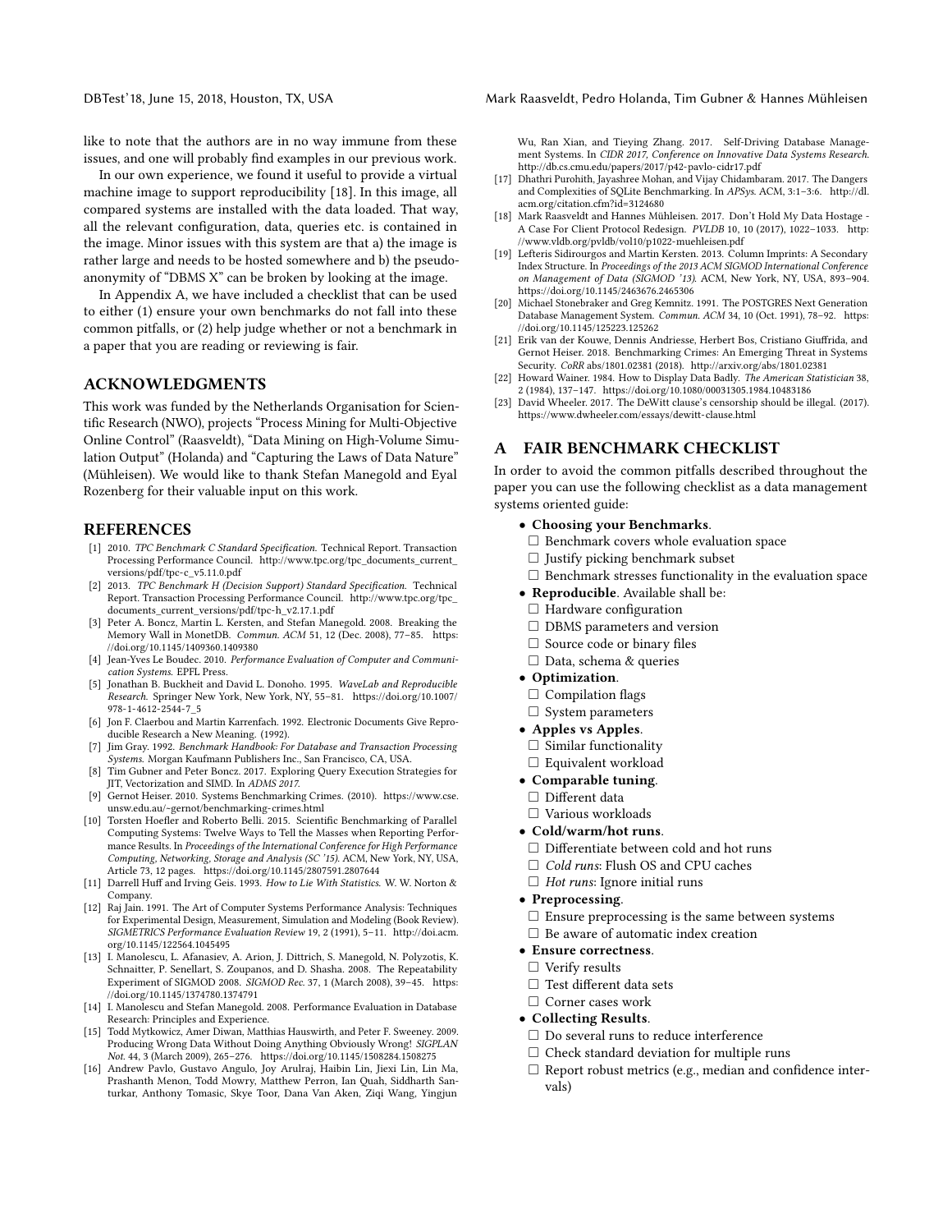like to note that the authors are in no way immune from these issues, and one will probably find examples in our previous work.

In our own experience, we found it useful to provide a virtual machine image to support reproducibility [18]. In this image, all compared systems are installed with the data loaded. That way, all the relevant configuration, data, queries etc. is contained in the image. Minor issues with this system are that a) the image is rather large and needs to be hosted somewhere and b) the pseudo-anonymity of "DBMS X" can be broken by looking at the image.

In Appendix A, we have included a checklist that can be used to either (1) ensure your own benchmarks do not fall into these common pitfalls, or (2) help judge whether or not a benchmark in a paper that you are reading or reviewing is fair.

## ACKNOWLEDGMENTS

This work was funded by the Netherlands Organisation for Scientific Research (NWO), projects "Process Mining for Multi-Objective Online Control" (Raasveldt), "Data Mining on High-Volume Simulation Output" (Holanda) and "Capturing the Laws of Data Nature" (Mühleisen). We would like to thank Stefan Manegold and Eyal Rozenberg for their valuable input on this work.

## REFERENCES

[1] 2010. *TPC Benchmark C Standard Specification.* Technical Report. Transaction Processing Performance Council. http://www.tpc.org/tpc_documents_current_versions/pdf/tpc-c_v5.11.0.pdf

[2] 2013. *TPC Benchmark H (Decision Support) Standard Specification.* Technical Report. Transaction Processing Performance Council. http://www.tpc.org/tpc_documents_current_versions/pdf/tpc-h_v2.17.1.pdf

[3] Peter A. Boncz, Martin L. Kersten, and Stefan Manegold. 2008. Breaking the Memory Wall in MonetDB. *Commun. ACM* 51, 12 (Dec. 2008), 77–85. https://doi.org/10.1145/1409360.1409380

[4] Jean-Yves Le Boudec. 2010. *Performance Evaluation of Computer and Communication Systems.* EPFL Press.

[5] Jonathan B. Buckheit and David L. Donoho. 1995. *WaveLab and Reproducible Research.* Springer New York, New York, NY, 55–81. https://doi.org/10.1007/978-1-4612-2544-7_5

[6] Jon F. Claerbou and Martin Karrenfach. 1992. Electronic Documents Give Reproducible Research a New Meaning. (1992).

[7] Jim Gray. 1992. *Benchmark Handbook: For Database and Transaction Processing Systems.* Morgan Kaufmann Publishers Inc., San Francisco, CA, USA.

[8] Tim Gubner and Peter Boncz. 2017. Exploring Query Execution Strategies for JIT, Vectorization and SIMD. In *ADMS 2017.*

[9] Gernot Heiser. 2010. Systems Benchmarking Crimes. (2010). https://www.cse.unsw.edu.au/~gernot/benchmarking-crimes.html

[10] Torsten Hoefler and Roberto Belli. 2015. Scientific Benchmarking of Parallel Computing Systems: Twelve Ways to Tell the Masses when Reporting Performance Results. In *Proceedings of the International Conference for High Performance Computing, Networking, Storage and Analysis (SC '15).* ACM, New York, NY, USA, Article 73, 12 pages. https://doi.org/10.1145/2807591.2807644

[11] Darrell Huff and Irving Geis. 1993. *How to Lie With Statistics.* W. W. Norton & Company.

[12] Raj Jain. 1991. The Art of Computer Systems Performance Analysis: Techniques for Experimental Design, Measurement, Simulation and Modeling (Book Review). *SIGMETRICS Performance Evaluation Review* 19, 2 (1991), 5–11. http://doi.acm.org/10.1145/122564.1045495

[13] I. Manolescu, L. Afanasiev, A. Arion, J. Dittrich, S. Manegold, N. Polyzotis, K. Schnaitter, P. Senellart, S. Zoupanos, and D. Shasha. 2008. The Repeatability Experiment of SIGMOD 2008. *SIGMOD Rec.* 37, 1 (March 2008), 39–45. https://doi.org/10.1145/1374780.1374791

[14] I. Manolescu and Stefan Manegold. 2008. Performance Evaluation in Database Research: Principles and Experience.

[15] Todd Mytkowicz, Amer Diwan, Matthias Hauswirth, and Peter F. Sweeney. 2009. Producing Wrong Data Without Doing Anything Obviously Wrong! *SIGPLAN Not.* 44, 3 (March 2009), 265–276. https://doi.org/10.1145/1508284.1508275

[16] Andrew Pavlo, Gustavo Angulo, Joy Arulraj, Haibin Lin, Jiexi Lin, Lin Ma, Prashanth Menon, Todd Mowry, Matthew Perron, Ian Quah, Siddharth Santurkar, Anthony Tomasic, Skye Toor, Dana Van Aken, Ziqi Wang, Yingjun Wu, Ran Xian, and Tieying Zhang. 2017. Self-Driving Database Management Systems. In *CIDR 2017, Conference on Innovative Data Systems Research.* http://db.cs.cmu.edu/papers/2017/p42-pavlo-cidr17.pdf

[17] Dhathri Purohith, Jayashree Mohan, and Vijay Chidambaram. 2017. The Dangers and Complexities of SQLite Benchmarking. In *APSys.* ACM, 3:1–3:6. http://dl.acm.org/citation.cfm?id=3124680

[18] Mark Raasveldt and Hannes Mühleisen. 2017. Don't Hold My Data Hostage - A Case For Client Protocol Redesign. *PVLDB* 10, 10 (2017), 1022–1033. http://www.vldb.org/pvldb/vol10/p1022-muehleisen.pdf

[19] Lefteris Sidirourgos and Martin Kersten. 2013. Column Imprints: A Secondary Index Structure. In *Proceedings of the 2013 ACM SIGMOD International Conference on Management of Data (SIGMOD '13).* ACM, New York, NY, USA, 893–904. https://doi.org/10.1145/2463676.2465306

[20] Michael Stonebraker and Greg Kemnitz. 1991. The POSTGRES Next Generation Database Management System. *Commun. ACM* 34, 10 (Oct. 1991), 78–92. https://doi.org/10.1145/125223.125262

[21] Erik van der Kouwe, Dennis Andriesse, Herbert Bos, Cristiano Giuffrida, and Gernot Heiser. 2018. Benchmarking Crimes: An Emerging Threat in Systems Security. *CoRR* abs/1801.02381 (2018). http://arxiv.org/abs/1801.02381

[22] Howard Wainer. 1984. How to Display Data Badly. *The American Statistician* 38, 2 (1984), 137–147. https://doi.org/10.1080/00031305.1984.10483186

[23] David Wheeler. 2017. The DeWitt clause's censorship should be illegal. (2017). https://www.dwheeler.com/essays/dewitt-clause.html

## A FAIR BENCHMARK CHECKLIST

In order to avoid the common pitfalls described throughout the paper you can use the following checklist as a data management systems oriented guide:

- **Choosing your Benchmarks**.
  - ☐ Benchmark covers whole evaluation space
  - ☐ Justify picking benchmark subset
  - ☐ Benchmark stresses functionality in the evaluation space
- **Reproducible**. Available shall be:
  - ☐ Hardware configuration
  - ☐ DBMS parameters and version
  - ☐ Source code or binary files
  - ☐ Data, schema & queries
- **Optimization**.
  - ☐ Compilation flags
  - ☐ System parameters
- **Apples vs Apples**.
  - ☐ Similar functionality
  - ☐ Equivalent workload
- **Comparable tuning**.
  - ☐ Different data
  - ☐ Various workloads
- **Cold/warm/hot runs**.
  - ☐ Differentiate between cold and hot runs
  - ☐ *Cold runs*: Flush OS and CPU caches
  - ☐ *Hot runs*: Ignore initial runs
- **Preprocessing**.
  - ☐ Ensure preprocessing is the same between systems
  - ☐ Be aware of automatic index creation
- **Ensure correctness**.
  - ☐ Verify results
  - ☐ Test different data sets
  - ☐ Corner cases work
- **Collecting Results**.
  - ☐ Do several runs to reduce interference
  - ☐ Check standard deviation for multiple runs
  - ☐ Report robust metrics (e.g., median and confidence intervals)